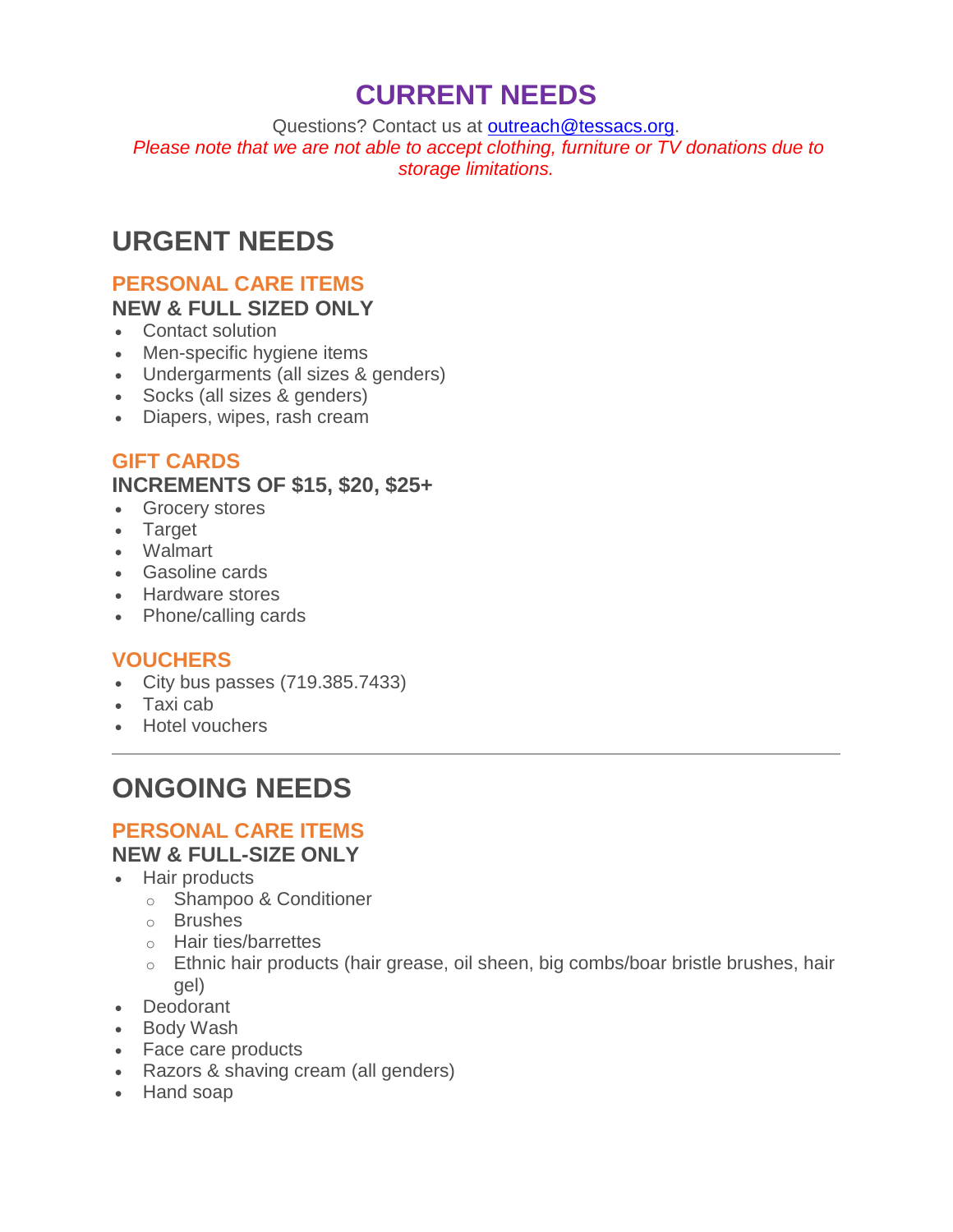# CURRENT NEEDS

Questions? Contact us at outreach@tessacs.org.

*Please note that we are not able to accept clothing, furniture or TV donations due to storage limitations.*

## URGENT NEEDS

### PERSONAL CARE ITEMS

**NEW & FULL SIZED ONLY**

- Contact solution
- Men-specific hygiene items
- Undergarments (all sizes & genders)
- Socks (all sizes & genders)
- Diapers, wipes, rash cream

### GIFT CARDS

**INCREMENTS OF $15, $20, $25+**

- Grocery stores
- Target
- Walmart
- Gasoline cards
- Hardware stores
- Phone/calling cards

### VOUCHERS

- City bus passes (719.385.7433)
- Taxi cab
- Hotel vouchers

---

## ONGOING NEEDS

### PERSONAL CARE ITEMS

**NEW & FULL-SIZE ONLY**

- Hair products
  - Shampoo & Conditioner
  - Brushes
  - Hair ties/barrettes
  - Ethnic hair products (hair grease, oil sheen, big combs/boar bristle brushes, hair gel)
- Deodorant
- Body Wash
- Face care products
- Razors & shaving cream (all genders)
- Hand soap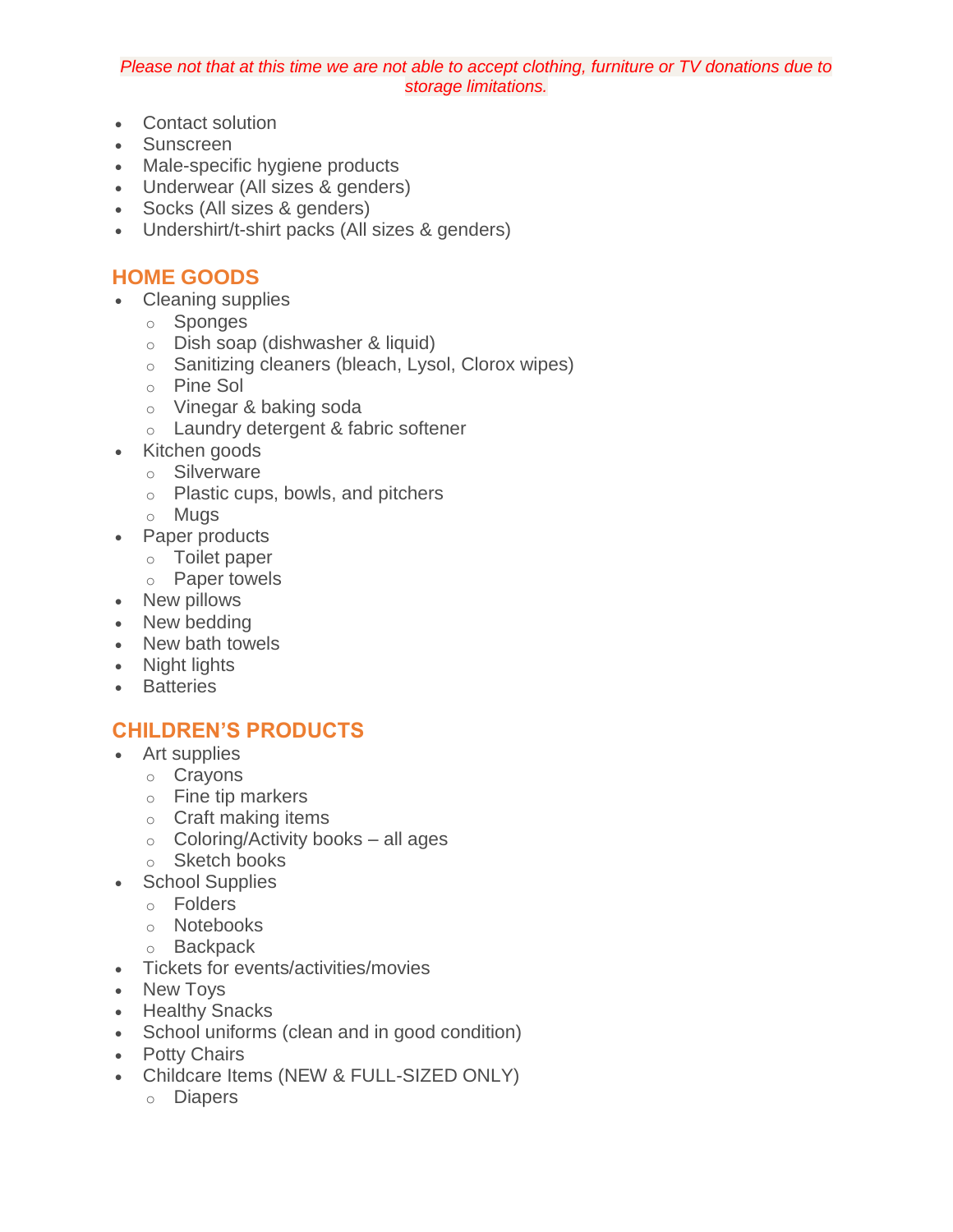*Please not that at this time we are not able to accept clothing, furniture or TV donations due to storage limitations.*

- Contact solution
- Sunscreen
- Male-specific hygiene products
- Underwear (All sizes & genders)
- Socks (All sizes & genders)
- Undershirt/t-shirt packs (All sizes & genders)

## HOME GOODS

- Cleaning supplies
  - Sponges
  - Dish soap (dishwasher & liquid)
  - Sanitizing cleaners (bleach, Lysol, Clorox wipes)
  - Pine Sol
  - Vinegar & baking soda
  - Laundry detergent & fabric softener
- Kitchen goods
  - Silverware
  - Plastic cups, bowls, and pitchers
  - Mugs
- Paper products
  - Toilet paper
  - Paper towels
- New pillows
- New bedding
- New bath towels
- Night lights
- Batteries

## CHILDREN'S PRODUCTS

- Art supplies
  - Crayons
  - Fine tip markers
  - Craft making items
  - Coloring/Activity books – all ages
  - Sketch books
- School Supplies
  - Folders
  - Notebooks
  - Backpack
- Tickets for events/activities/movies
- New Toys
- Healthy Snacks
- School uniforms (clean and in good condition)
- Potty Chairs
- Childcare Items (NEW & FULL-SIZED ONLY)
  - Diapers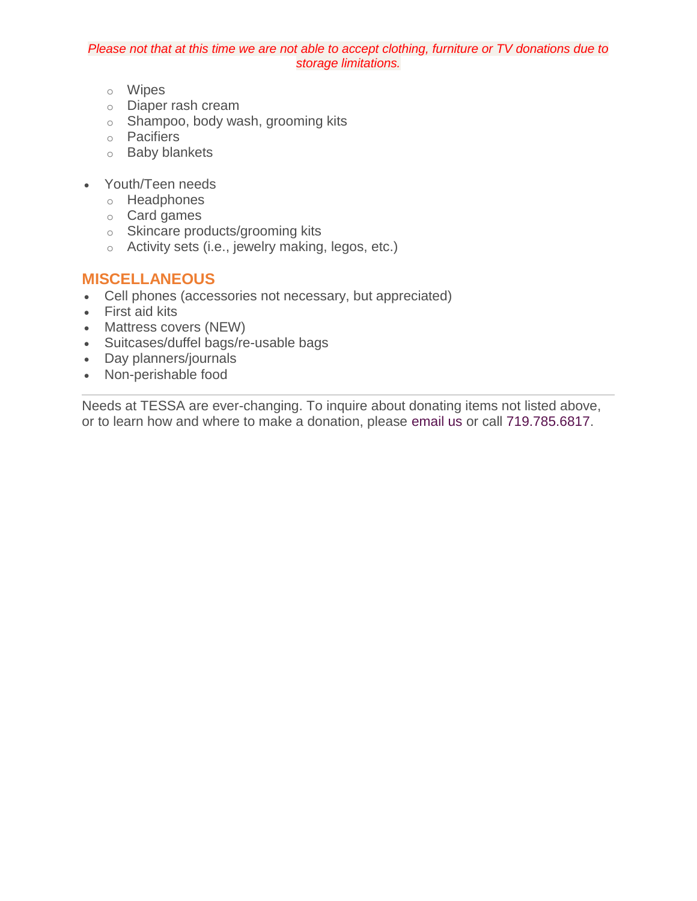*Please not that at this time we are not able to accept clothing, furniture or TV donations due to storage limitations.*

  - Wipes
  - Diaper rash cream
  - Shampoo, body wash, grooming kits
  - Pacifiers
  - Baby blankets

- Youth/Teen needs
  - Headphones
  - Card games
  - Skincare products/grooming kits
  - Activity sets (i.e., jewelry making, legos, etc.)

## MISCELLANEOUS

- Cell phones (accessories not necessary, but appreciated)
- First aid kits
- Mattress covers (NEW)
- Suitcases/duffel bags/re-usable bags
- Day planners/journals
- Non-perishable food

---

Needs at TESSA are ever-changing. To inquire about donating items not listed above, or to learn how and where to make a donation, please email us or call 719.785.6817.